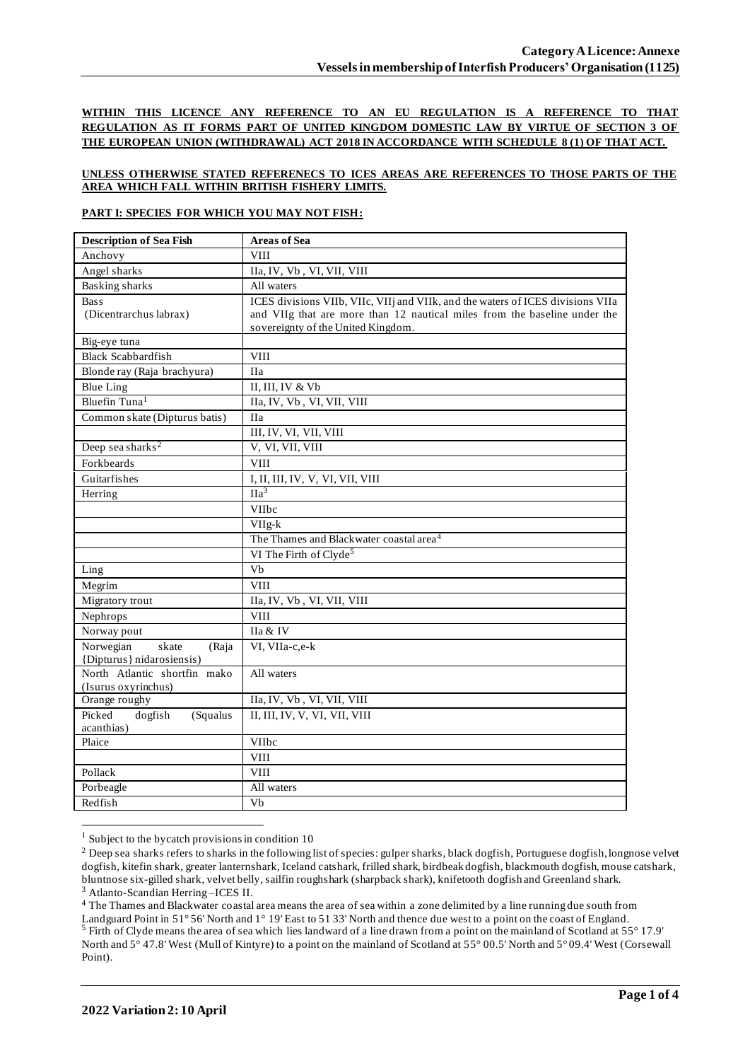**WITHIN THIS LICENCE ANY REFERENCE TO AN EU REGULATION IS A REFERENCE TO THAT REGULATION AS IT FORMS PART OF UNITED KINGDOM DOMESTIC LAW BY VIRTUE OF SECTION 3 OF THE EUROPEAN UNION (WITHDRAWAL) ACT 2018 IN ACCORDANCE WITH SCHEDULE 8 (1) OF THAT ACT.**

**UNLESS OTHERWISE STATED REFERENECS TO ICES AREAS ARE REFERENCES TO THOSE PARTS OF THE AREA WHICH FALL WITHIN BRITISH FISHERY LIMITS.**

**PART I: SPECIES FOR WHICH YOU MAY NOT FISH:**

| Description of Sea Fish | Areas of Sea |
|---|---|
| Anchovy | VIII |
| Angel sharks | IIa, IV, Vb , VI, VII, VIII |
| Basking sharks | All waters |
| Bass (Dicentrarchus labrax) | ICES divisions VIIb, VIIc, VIIj and VIIk, and the waters of ICES divisions VIIa and VIIg that are more than 12 nautical miles from the baseline under the sovereignty of the United Kingdom. |
| Big-eye tuna | |
| Black Scabbardfish | VIII |
| Blonde ray (Raja brachyura) | IIa |
| Blue Ling | II, III, IV & Vb |
| Bluefin Tuna[1] | IIa, IV, Vb , VI, VII, VIII |
| Common skate (Dipturus batis) | IIa |
| | III, IV, VI, VII, VIII |
| Deep sea sharks[2] | V, VI, VII, VIII |
| Forkbeards | VIII |
| Guitarfishes | I, II, III, IV, V, VI, VII, VIII |
| Herring | IIa[3] |
| | VIIbc |
| | VIIg-k |
| | The Thames and Blackwater coastal area[4] |
| | VI The Firth of Clyde[5] |
| Ling | Vb |
| Megrim | VIII |
| Migratory trout | IIa, IV, Vb , VI, VII, VIII |
| Nephrops | VIII |
| Norway pout | IIa & IV |
| Norwegian skate (Raja {Dipturus} nidarosiensis) | VI, VIIa-c,e-k |
| North Atlantic shortfin mako (Isurus oxyrinchus) | All waters |
| Orange roughy | IIa, IV, Vb , VI, VII, VIII |
| Picked dogfish (Squalus acanthias) | II, III, IV, V, VI, VII, VIII |
| Plaice | VIIbc |
| | VIII |
| Pollack | VIII |
| Porbeagle | All waters |
| Redfish | Vb |

[1] Subject to the bycatch provisions in condition 10

[2] Deep sea sharks refers to sharks in the following list of species: gulper sharks, black dogfish, Portuguese dogfish, longnose velvet dogfish, kitefin shark, greater lanternshark, Iceland catshark, frilled shark, birdbeak dogfish, blackmouth dogfish, mouse catshark, bluntnose six-gilled shark, velvet belly, sailfin roughshark (sharpback shark), knifetooth dogfish and Greenland shark.

[3] Atlanto-Scandian Herring –ICES II.

[4] The Thames and Blackwater coastal area means the area of sea within a zone delimited by a line running due south from Landguard Point in 51° 56' North and 1° 19' East to 51 33' North and thence due west to a point on the coast of England.

[5] Firth of Clyde means the area of sea which lies landward of a line drawn from a point on the mainland of Scotland at 55° 17.9' North and 5° 47.8' West (Mull of Kintyre) to a point on the mainland of Scotland at 55° 00.5' North and 5° 09.4' West (Corsewall Point).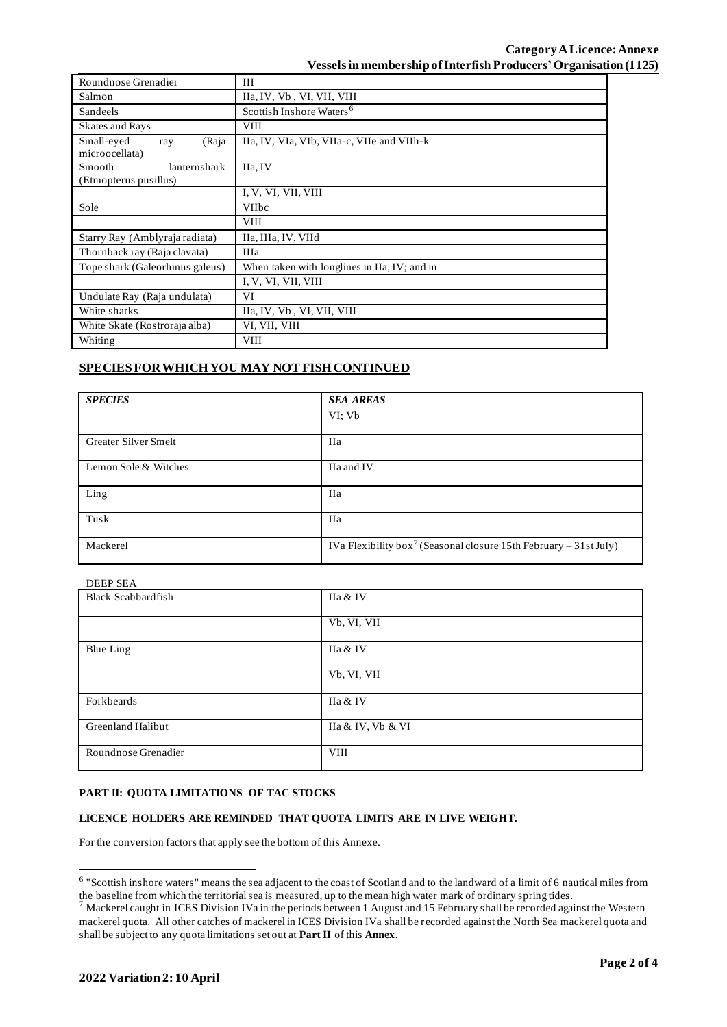| Roundnose Grenadier | III |
|---|---|
| Salmon | IIa, IV, Vb , VI, VII, VIII |
| Sandeels | Scottish Inshore Waters[6] |
| Skates and Rays | VIII |
| Small-eyed ray (Raja microocellata) | IIa, IV, VIa, VIb, VIIa-c, VIIe and VIIh-k |
| Smooth lanternshark (Etmopterus pusillus) | IIa, IV |
| | I, V, VI, VII, VIII |
| Sole | VIIbc |
| | VIII |
| Starry Ray (Amblyraja radiata) | IIa, IIIa, IV, VIId |
| Thornback ray (Raja clavata) | IIIa |
| Tope shark (Galeorhinus galeus) | When taken with longlines in IIa, IV; and in |
| | I, V, VI, VII, VIII |
| Undulate Ray (Raja undulata) | VI |
| White sharks | IIa, IV, Vb , VI, VII, VIII |
| White Skate (Rostroraja alba) | VI, VII, VIII |
| Whiting | VIII |

## SPECIES FOR WHICH YOU MAY NOT FISH CONTINUED

| *SPECIES* | *SEA AREAS* |
|---|---|
| | VI; Vb |
| Greater Silver Smelt | IIa |
| Lemon Sole & Witches | IIa and IV |
| Ling | IIa |
| Tusk | IIa |
| Mackerel | IVa Flexibility box[7] (Seasonal closure 15th February – 31st July) |

DEEP SEA

| Black Scabbardfish | IIa & IV |
|---|---|
| | Vb, VI, VII |
| Blue Ling | IIa & IV |
| | Vb, VI, VII |
| Forkbeards | IIa & IV |
| Greenland Halibut | IIa & IV, Vb & VI |
| Roundnose Grenadier | VIII |

### PART II: QUOTA LIMITATIONS OF TAC STOCKS

**LICENCE HOLDERS ARE REMINDED THAT QUOTA LIMITS ARE IN LIVE WEIGHT.**

For the conversion factors that apply see the bottom of this Annexe.

---

[6] "Scottish inshore waters" means the sea adjacent to the coast of Scotland and to the landward of a limit of 6 nautical miles from the baseline from which the territorial sea is measured, up to the mean high water mark of ordinary spring tides.

[7] Mackerel caught in ICES Division IVa in the periods between 1 August and 15 February shall be recorded against the Western mackerel quota. All other catches of mackerel in ICES Division IVa shall be recorded against the North Sea mackerel quota and shall be subject to any quota limitations set out at **Part II** of this **Annex**.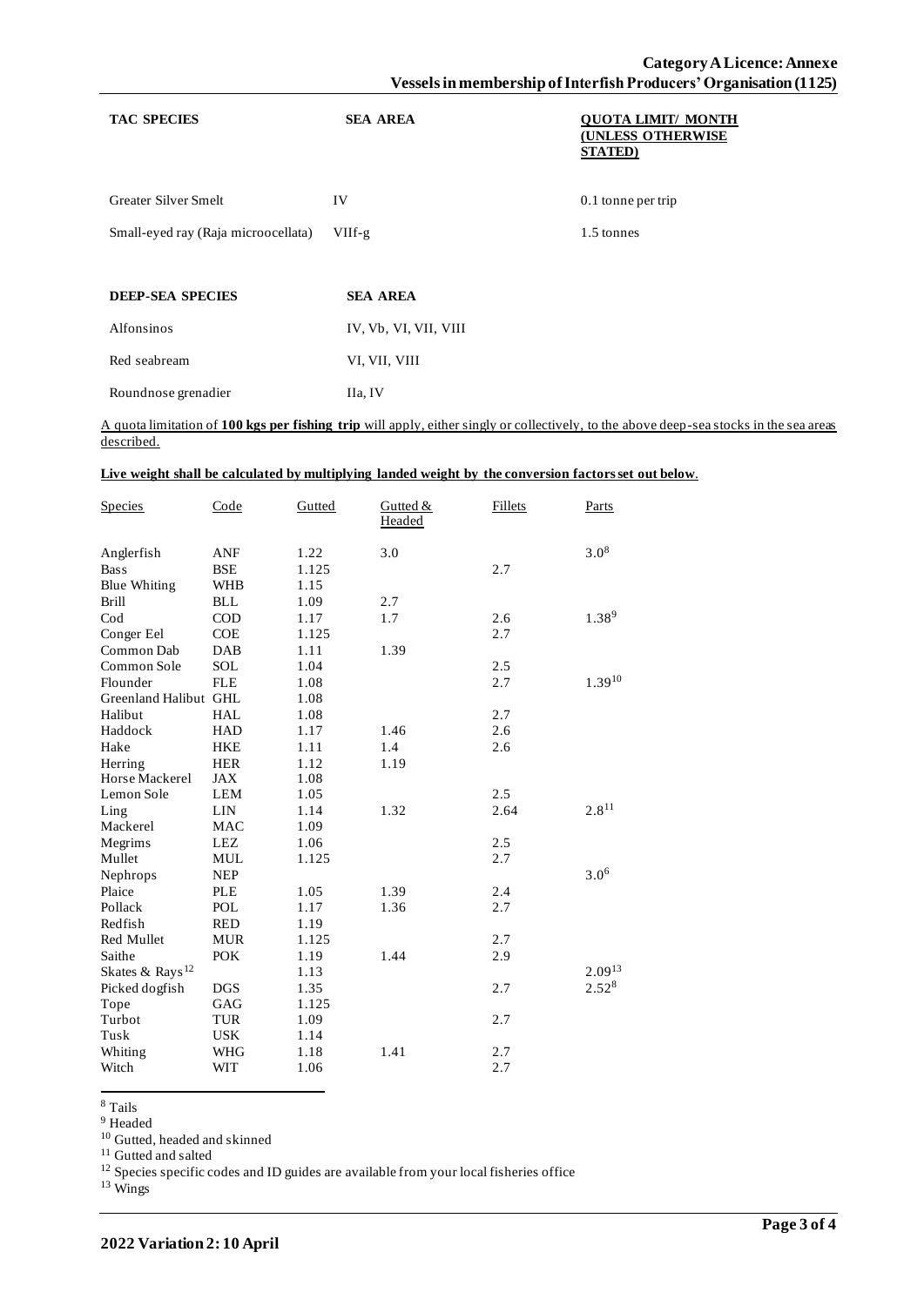| **TAC SPECIES** | **SEA AREA** | **QUOTA LIMIT/ MONTH (UNLESS OTHERWISE STATED)** |
| --- | --- | --- |
| Greater Silver Smelt | IV | 0.1 tonne per trip |
| Small-eyed ray (Raja microocellata) | VIIf-g | 1.5 tonnes |

| **DEEP-SEA SPECIES** | **SEA AREA** |
| --- | --- |
| Alfonsinos | IV, Vb, VI, VII, VIII |
| Red seabream | VI, VII, VIII |
| Roundnose grenadier | IIa, IV |

A quota limitation of **100 kgs per fishing trip** will apply, either singly or collectively, to the above deep-sea stocks in the sea areas described.

**Live weight shall be calculated by multiplying landed weight by the conversion factors set out below.**

| Species | Code | Gutted | Gutted & Headed | Fillets | Parts |
| --- | --- | --- | --- | --- | --- |
| Anglerfish | ANF | 1.22 | 3.0 | | 3.0[8] |
| Bass | BSE | 1.125 | | 2.7 | |
| Blue Whiting | WHB | 1.15 | | | |
| Brill | BLL | 1.09 | 2.7 | | |
| Cod | COD | 1.17 | 1.7 | 2.6 | 1.38[9] |
| Conger Eel | COE | 1.125 | | 2.7 | |
| Common Dab | DAB | 1.11 | 1.39 | | |
| Common Sole | SOL | 1.04 | | 2.5 | |
| Flounder | FLE | 1.08 | | 2.7 | 1.39[10] |
| Greenland Halibut | GHL | 1.08 | | | |
| Halibut | HAL | 1.08 | | 2.7 | |
| Haddock | HAD | 1.17 | 1.46 | 2.6 | |
| Hake | HKE | 1.11 | 1.4 | 2.6 | |
| Herring | HER | 1.12 | 1.19 | | |
| Horse Mackerel | JAX | 1.08 | | | |
| Lemon Sole | LEM | 1.05 | | 2.5 | |
| Ling | LIN | 1.14 | 1.32 | 2.64 | 2.8[11] |
| Mackerel | MAC | 1.09 | | | |
| Megrims | LEZ | 1.06 | | 2.5 | |
| Mullet | MUL | 1.125 | | 2.7 | |
| Nephrops | NEP | | | | 3.0[6] |
| Plaice | PLE | 1.05 | 1.39 | 2.4 | |
| Pollack | POL | 1.17 | 1.36 | 2.7 | |
| Redfish | RED | 1.19 | | | |
| Red Mullet | MUR | 1.125 | | 2.7 | |
| Saithe | POK | 1.19 | 1.44 | 2.9 | |
| Skates & Rays[12] | | 1.13 | | | 2.09[13] |
| Picked dogfish | DGS | 1.35 | | 2.7 | 2.52[8] |
| Tope | GAG | 1.125 | | | |
| Turbot | TUR | 1.09 | | 2.7 | |
| Tusk | USK | 1.14 | | | |
| Whiting | WHG | 1.18 | 1.41 | 2.7 | |
| Witch | WIT | 1.06 | | 2.7 | |

[8] Tails

[9] Headed

[10] Gutted, headed and skinned

[11] Gutted and salted

[12] Species specific codes and ID guides are available from your local fisheries office

[13] Wings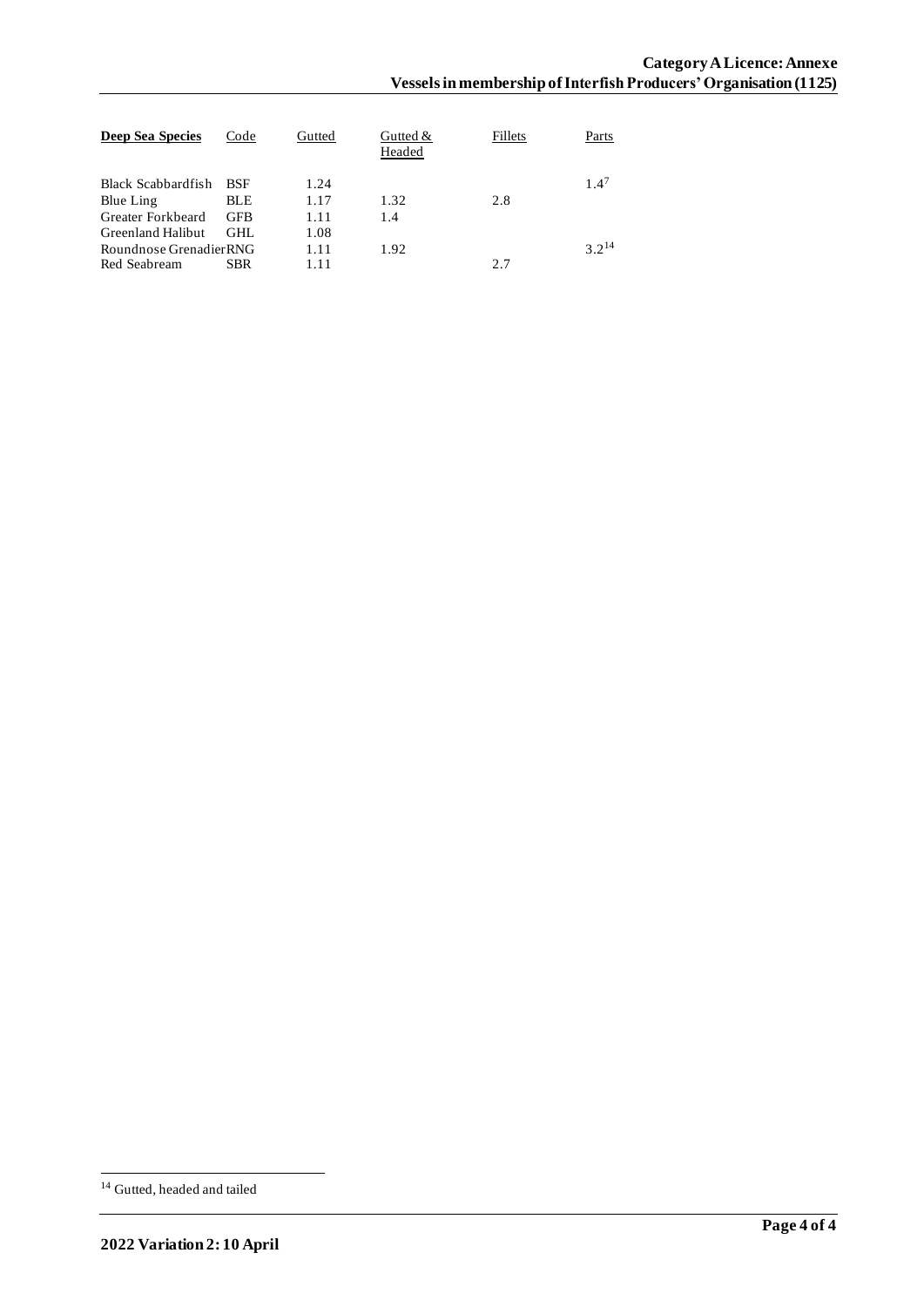| Deep Sea Species | Code | Gutted | Gutted & Headed | Fillets | Parts |
|---|---|---|---|---|---|
| Black Scabbardfish | BSF | 1.24 | | | 1.4[7] |
| Blue Ling | BLE | 1.17 | 1.32 | 2.8 | |
| Greater Forkbeard | GFB | 1.11 | 1.4 | | |
| Greenland Halibut | GHL | 1.08 | | | |
| Roundnose Grenadier | RNG | 1.11 | 1.92 | | 3.2[14] |
| Red Seabream | SBR | 1.11 | | 2.7 | |

[14] Gutted, headed and tailed